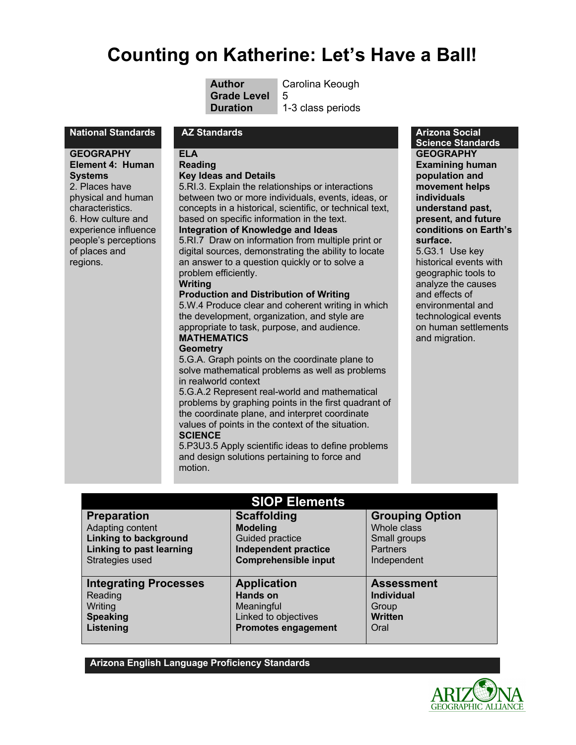# Counting on Katherine: Let's Have a Ball!

| | |
|---|---|
| **Author** | Carolina Keough |
| **Grade Level** | 5 |
| **Duration** | 1-3 class periods |

## National Standards

**GEOGRAPHY**
**Element 4: Human Systems**

2. Places have physical and human characteristics.
6. How culture and experience influence people's perceptions of places and regions.

## AZ Standards

**ELA**
**Reading**
**Key Ideas and Details**

5.RI.3. Explain the relationships or interactions between two or more individuals, events, ideas, or concepts in a historical, scientific, or technical text, based on specific information in the text.

**Integration of Knowledge and Ideas**

5.RI.7 Draw on information from multiple print or digital sources, demonstrating the ability to locate an answer to a question quickly or to solve a problem efficiently.

**Writing**
**Production and Distribution of Writing**

5.W.4 Produce clear and coherent writing in which the development, organization, and style are appropriate to task, purpose, and audience.

**MATHEMATICS**
**Geometry**

5.G.A. Graph points on the coordinate plane to solve mathematical problems as well as problems in realworld context

5.G.A.2 Represent real-world and mathematical problems by graphing points in the first quadrant of the coordinate plane, and interpret coordinate values of points in the context of the situation.

**SCIENCE**

5.P3U3.5 Apply scientific ideas to define problems and design solutions pertaining to force and motion.

## Arizona Social Science Standards

**GEOGRAPHY**
**Examining human population and movement helps individuals understand past, present, and future conditions on Earth's surface.**

5.G3.1 Use key historical events with geographic tools to analyze the causes and effects of environmental and technological events on human settlements and migration.

## SIOP Elements

| Preparation | Scaffolding | Grouping Option |
|---|---|---|
| Adapting content | **Modeling** | Whole class |
| **Linking to background** | Guided practice | Small groups |
| **Linking to past learning** | **Independent practice** | Partners |
| Strategies used | **Comprehensible input** | Independent |

| Integrating Processes | Application | Assessment |
|---|---|---|
| Reading | **Hands on** | **Individual** |
| Writing | Meaningful | Group |
| **Speaking** | Linked to objectives | **Written** |
| **Listening** | **Promotes engagement** | Oral |

## Arizona English Language Proficiency Standards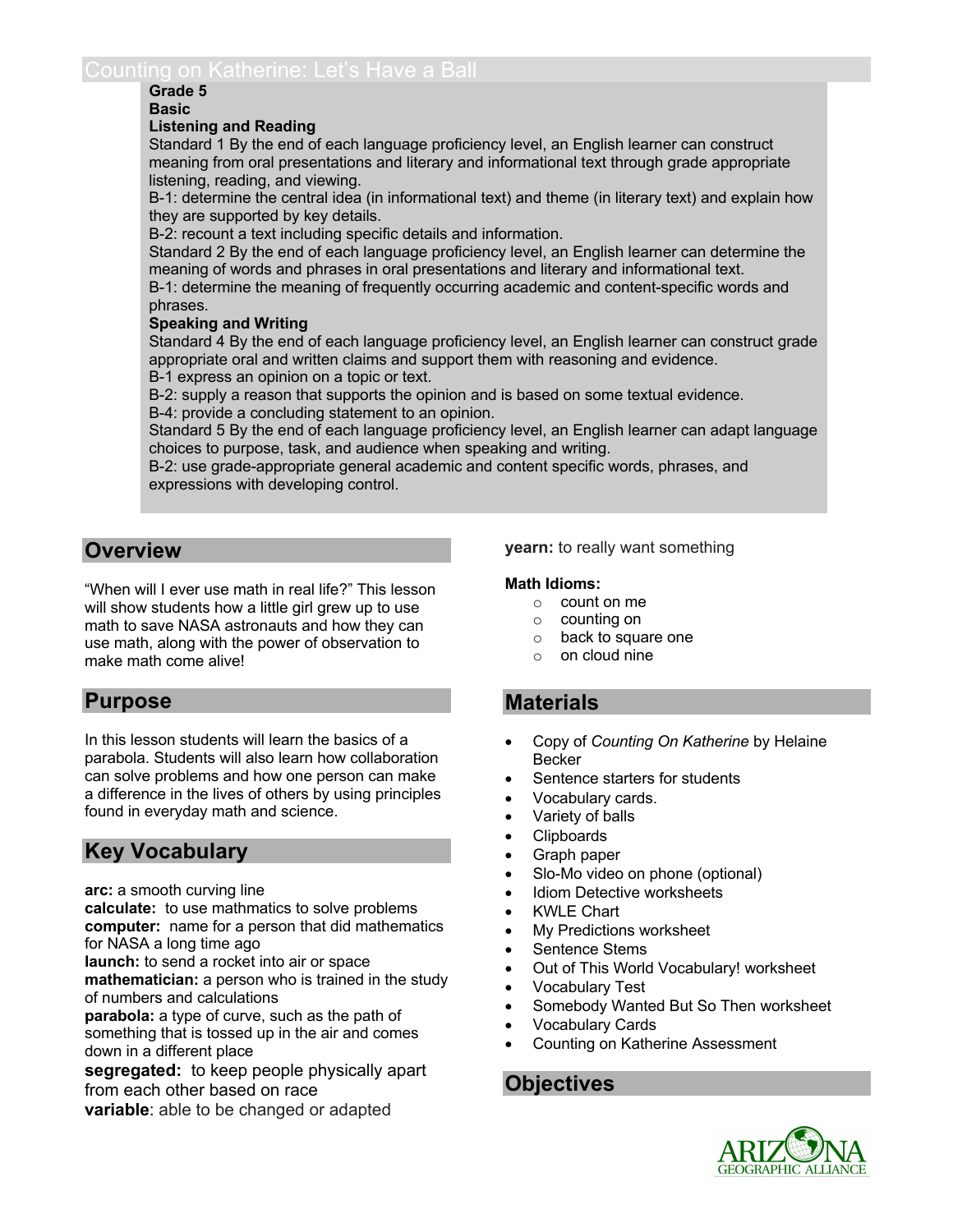# Counting on Katherine: Let's Have a Ball

**Grade 5**
**Basic**
**Listening and Reading**

Standard 1 By the end of each language proficiency level, an English learner can construct meaning from oral presentations and literary and informational text through grade appropriate listening, reading, and viewing.

B-1: determine the central idea (in informational text) and theme (in literary text) and explain how they are supported by key details.

B-2: recount a text including specific details and information.

Standard 2 By the end of each language proficiency level, an English learner can determine the meaning of words and phrases in oral presentations and literary and informational text.

B-1: determine the meaning of frequently occurring academic and content-specific words and phrases.

**Speaking and Writing**

Standard 4 By the end of each language proficiency level, an English learner can construct grade appropriate oral and written claims and support them with reasoning and evidence.

B-1 express an opinion on a topic or text.

B-2: supply a reason that supports the opinion and is based on some textual evidence.

B-4: provide a concluding statement to an opinion.

Standard 5 By the end of each language proficiency level, an English learner can adapt language choices to purpose, task, and audience when speaking and writing.

B-2: use grade-appropriate general academic and content specific words, phrases, and expressions with developing control.

## Overview

"When will I ever use math in real life?" This lesson will show students how a little girl grew up to use math to save NASA astronauts and how they can use math, along with the power of observation to make math come alive!

## Purpose

In this lesson students will learn the basics of a parabola. Students will also learn how collaboration can solve problems and how one person can make a difference in the lives of others by using principles found in everyday math and science.

## Key Vocabulary

**arc:** a smooth curving line
**calculate:** to use mathmatics to solve problems
**computer:** name for a person that did mathematics for NASA a long time ago
**launch:** to send a rocket into air or space
**mathematician:** a person who is trained in the study of numbers and calculations
**parabola:** a type of curve, such as the path of something that is tossed up in the air and comes down in a different place
**segregated:** to keep people physically apart from each other based on race
**variable**: able to be changed or adapted
**yearn:** to really want something

**Math Idioms:**

- count on me
- counting on
- back to square one
- on cloud nine

## Materials

- Copy of *Counting On Katherine* by Helaine Becker
- Sentence starters for students
- Vocabulary cards.
- Variety of balls
- Clipboards
- Graph paper
- Slo-Mo video on phone (optional)
- Idiom Detective worksheets
- KWLE Chart
- My Predictions worksheet
- Sentence Stems
- Out of This World Vocabulary! worksheet
- Vocabulary Test
- Somebody Wanted But So Then worksheet
- Vocabulary Cards
- Counting on Katherine Assessment

## Objectives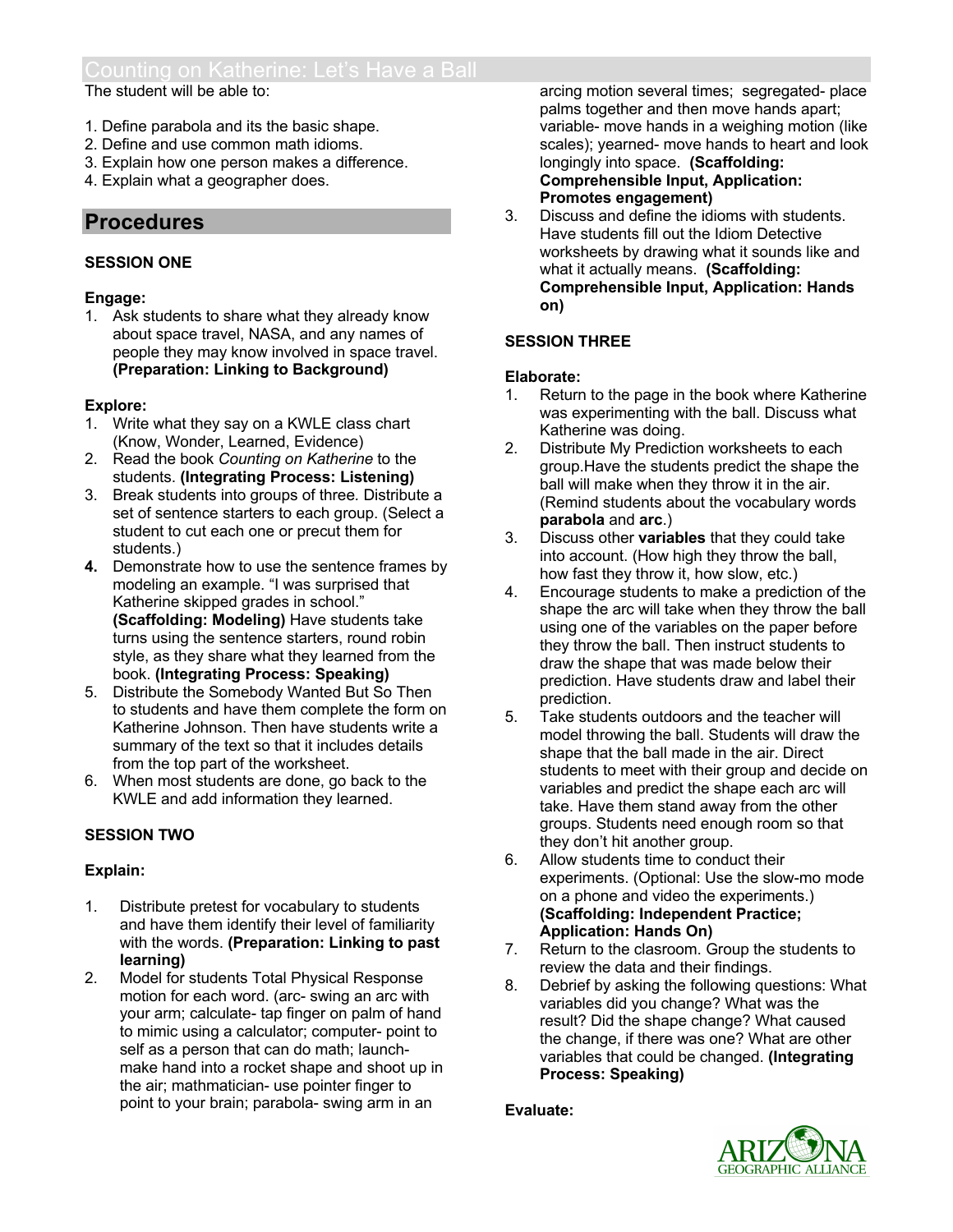# Counting on Katherine: Let's Have a Ball

The student will be able to:

1. Define parabola and its the basic shape.
2. Define and use common math idioms.
3. Explain how one person makes a difference.
4. Explain what a geographer does.

## Procedures

### SESSION ONE

**Engage:**

1. Ask students to share what they already know about space travel, NASA, and any names of people they may know involved in space travel. **(Preparation: Linking to Background)**

**Explore:**

1. Write what they say on a KWLE class chart (Know, Wonder, Learned, Evidence)
2. Read the book *Counting on Katherine* to the students. **(Integrating Process: Listening)**
3. Break students into groups of three. Distribute a set of sentence starters to each group. (Select a student to cut each one or precut them for students.)
4. Demonstrate how to use the sentence frames by modeling an example. "I was surprised that Katherine skipped grades in school." **(Scaffolding: Modeling)** Have students take turns using the sentence starters, round robin style, as they share what they learned from the book. **(Integrating Process: Speaking)**
5. Distribute the Somebody Wanted But So Then to students and have them complete the form on Katherine Johnson. Then have students write a summary of the text so that it includes details from the top part of the worksheet.
6. When most students are done, go back to the KWLE and add information they learned.

### SESSION TWO

**Explain:**

1. Distribute pretest for vocabulary to students and have them identify their level of familiarity with the words. **(Preparation: Linking to past learning)**
2. Model for students Total Physical Response motion for each word. (arc- swing an arc with your arm; calculate- tap finger on palm of hand to mimic using a calculator; computer- point to self as a person that can do math; launch- make hand into a rocket shape and shoot up in the air; mathmatician- use pointer finger to point to your brain; parabola- swing arm in an arcing motion several times; segregated- place palms together and then move hands apart; variable- move hands in a weighing motion (like scales); yearned- move hands to heart and look longingly into space. **(Scaffolding: Comprehensible Input, Application: Promotes engagement)**
3. Discuss and define the idioms with students. Have students fill out the Idiom Detective worksheets by drawing what it sounds like and what it actually means. **(Scaffolding: Comprehensible Input, Application: Hands on)**

### SESSION THREE

**Elaborate:**

1. Return to the page in the book where Katherine was experimenting with the ball. Discuss what Katherine was doing.
2. Distribute My Prediction worksheets to each group.Have the students predict the shape the ball will make when they throw it in the air. (Remind students about the vocabulary words **parabola** and **arc**.)
3. Discuss other **variables** that they could take into account. (How high they throw the ball, how fast they throw it, how slow, etc.)
4. Encourage students to make a prediction of the shape the arc will take when they throw the ball using one of the variables on the paper before they throw the ball. Then instruct students to draw the shape that was made below their prediction. Have students draw and label their prediction.
5. Take students outdoors and the teacher will model throwing the ball. Students will draw the shape that the ball made in the air. Direct students to meet with their group and decide on variables and predict the shape each arc will take. Have them stand away from the other groups. Students need enough room so that they don't hit another group.
6. Allow students time to conduct their experiments. (Optional: Use the slow-mo mode on a phone and video the experiments.) **(Scaffolding: Independent Practice; Application: Hands On)**
7. Return to the classroom. Group the students to review the data and their findings.
8. Debrief by asking the following questions: What variables did you change? What was the result? Did the shape change? What caused the change, if there was one? What are other variables that could be changed. **(Integrating Process: Speaking)**

**Evaluate:**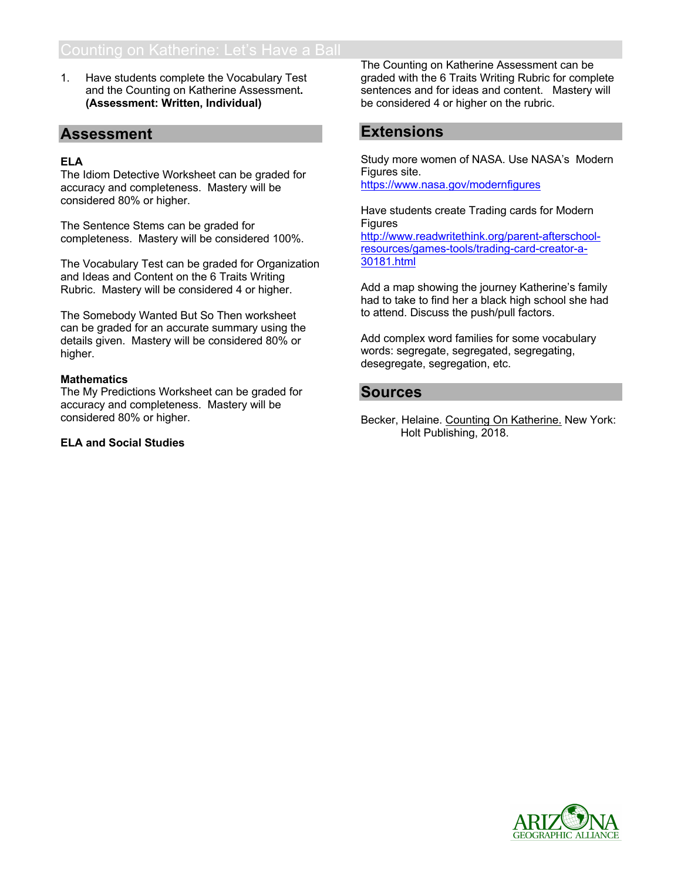1. Have students complete the Vocabulary Test and the Counting on Katherine Assessment. **(Assessment: Written, Individual)**

## Assessment

**ELA**

The Idiom Detective Worksheet can be graded for accuracy and completeness. Mastery will be considered 80% or higher.

The Sentence Stems can be graded for completeness. Mastery will be considered 100%.

The Vocabulary Test can be graded for Organization and Ideas and Content on the 6 Traits Writing Rubric. Mastery will be considered 4 or higher.

The Somebody Wanted But So Then worksheet can be graded for an accurate summary using the details given. Mastery will be considered 80% or higher.

**Mathematics**

The My Predictions Worksheet can be graded for accuracy and completeness. Mastery will be considered 80% or higher.

**ELA and Social Studies**

The Counting on Katherine Assessment can be graded with the 6 Traits Writing Rubric for complete sentences and for ideas and content. Mastery will be considered 4 or higher on the rubric.

## Extensions

Study more women of NASA. Use NASA's Modern Figures site.
https://www.nasa.gov/modernfigures

Have students create Trading cards for Modern Figures
http://www.readwritethink.org/parent-afterschool-resources/games-tools/trading-card-creator-a-30181.html

Add a map showing the journey Katherine's family had to take to find her a black high school she had to attend. Discuss the push/pull factors.

Add complex word families for some vocabulary words: segregate, segregated, segregating, desegregate, segregation, etc.

## Sources

Becker, Helaine. Counting On Katherine. New York: Holt Publishing, 2018.